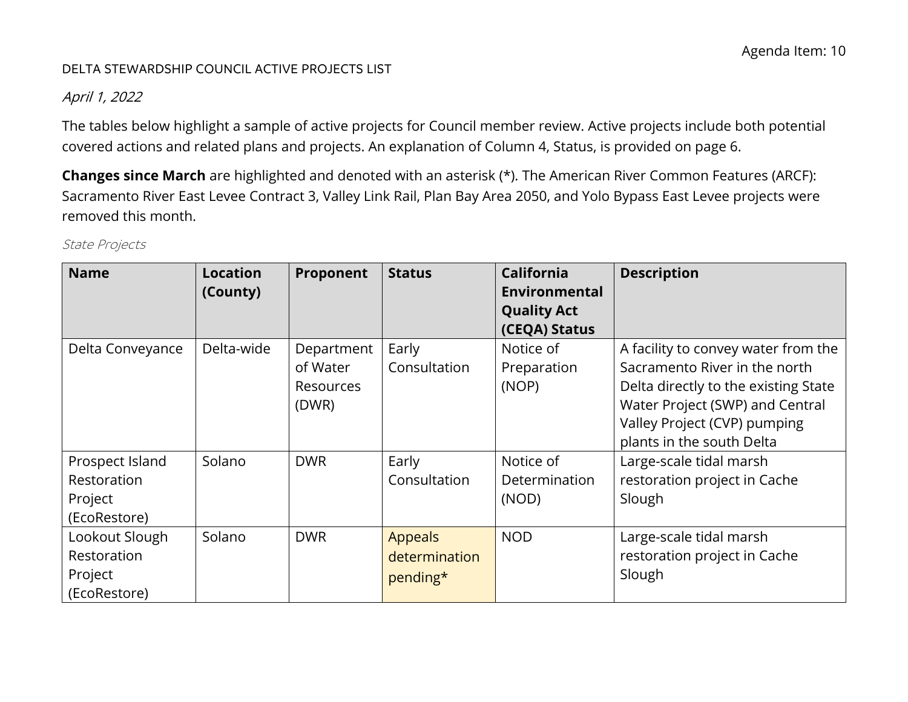Agenda Item: 10

DELTA STEWARDSHIP COUNCIL ACTIVE PROJECTS LIST

*April 1, 2022*

The tables below highlight a sample of active projects for Council member review. Active projects include both potential covered actions and related plans and projects. An explanation of Column 4, Status, is provided on page 6.

**Changes since March** are highlighted and denoted with an asterisk (*). The American River Common Features (ARCF): Sacramento River East Levee Contract 3, Valley Link Rail, Plan Bay Area 2050, and Yolo Bypass East Levee projects were removed this month.

*State Projects*

| Name | Location (County) | Proponent | Status | California Environmental Quality Act (CEQA) Status | Description |
|---|---|---|---|---|---|
| Delta Conveyance | Delta-wide | Department of Water Resources (DWR) | Early Consultation | Notice of Preparation (NOP) | A facility to convey water from the Sacramento River in the north Delta directly to the existing State Water Project (SWP) and Central Valley Project (CVP) pumping plants in the south Delta |
| Prospect Island Restoration Project (EcoRestore) | Solano | DWR | Early Consultation | Notice of Determination (NOD) | Large-scale tidal marsh restoration project in Cache Slough |
| Lookout Slough Restoration Project (EcoRestore) | Solano | DWR | Appeals determination pending* | NOD | Large-scale tidal marsh restoration project in Cache Slough |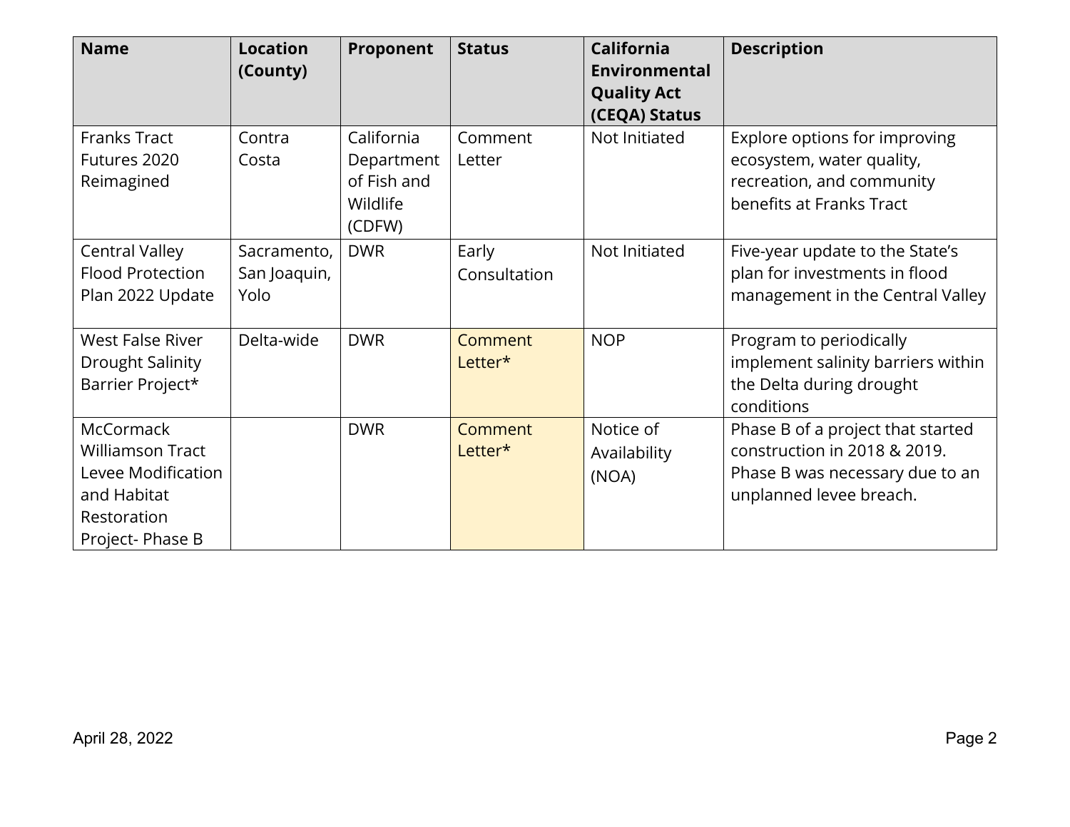| Name | Location (County) | Proponent | Status | California Environmental Quality Act (CEQA) Status | Description |
|---|---|---|---|---|---|
| Franks Tract Futures 2020 Reimagined | Contra Costa | California Department of Fish and Wildlife (CDFW) | Comment Letter | Not Initiated | Explore options for improving ecosystem, water quality, recreation, and community benefits at Franks Tract |
| Central Valley Flood Protection Plan 2022 Update | Sacramento, San Joaquin, Yolo | DWR | Early Consultation | Not Initiated | Five-year update to the State's plan for investments in flood management in the Central Valley |
| West False River Drought Salinity Barrier Project* | Delta-wide | DWR | Comment Letter* | NOP | Program to periodically implement salinity barriers within the Delta during drought conditions |
| McCormack Williamson Tract Levee Modification and Habitat Restoration Project- Phase B | | DWR | Comment Letter* | Notice of Availability (NOA) | Phase B of a project that started construction in 2018 & 2019. Phase B was necessary due to an unplanned levee breach. |

April 28, 2022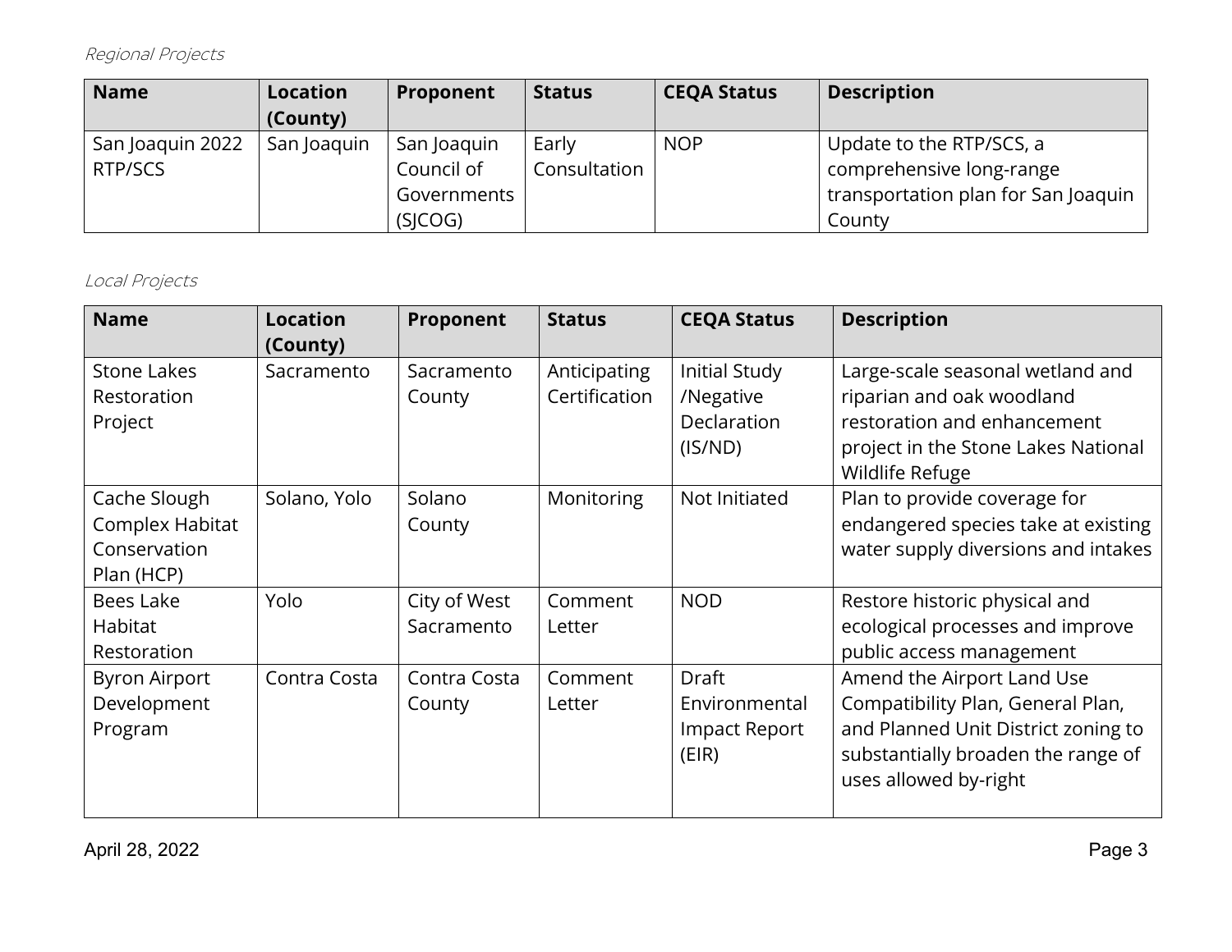*Regional Projects*

| Name | Location (County) | Proponent | Status | CEQA Status | Description |
|---|---|---|---|---|---|
| San Joaquin 2022 RTP/SCS | San Joaquin | San Joaquin Council of Governments (SJCOG) | Early Consultation | NOP | Update to the RTP/SCS, a comprehensive long-range transportation plan for San Joaquin County |

*Local Projects*

| Name | Location (County) | Proponent | Status | CEQA Status | Description |
|---|---|---|---|---|---|
| Stone Lakes Restoration Project | Sacramento | Sacramento County | Anticipating Certification | Initial Study /Negative Declaration (IS/ND) | Large-scale seasonal wetland and riparian and oak woodland restoration and enhancement project in the Stone Lakes National Wildlife Refuge |
| Cache Slough Complex Habitat Conservation Plan (HCP) | Solano, Yolo | Solano County | Monitoring | Not Initiated | Plan to provide coverage for endangered species take at existing water supply diversions and intakes |
| Bees Lake Habitat Restoration | Yolo | City of West Sacramento | Comment Letter | NOD | Restore historic physical and ecological processes and improve public access management |
| Byron Airport Development Program | Contra Costa | Contra Costa County | Comment Letter | Draft Environmental Impact Report (EIR) | Amend the Airport Land Use Compatibility Plan, General Plan, and Planned Unit District zoning to substantially broaden the range of uses allowed by-right |

April 28, 2022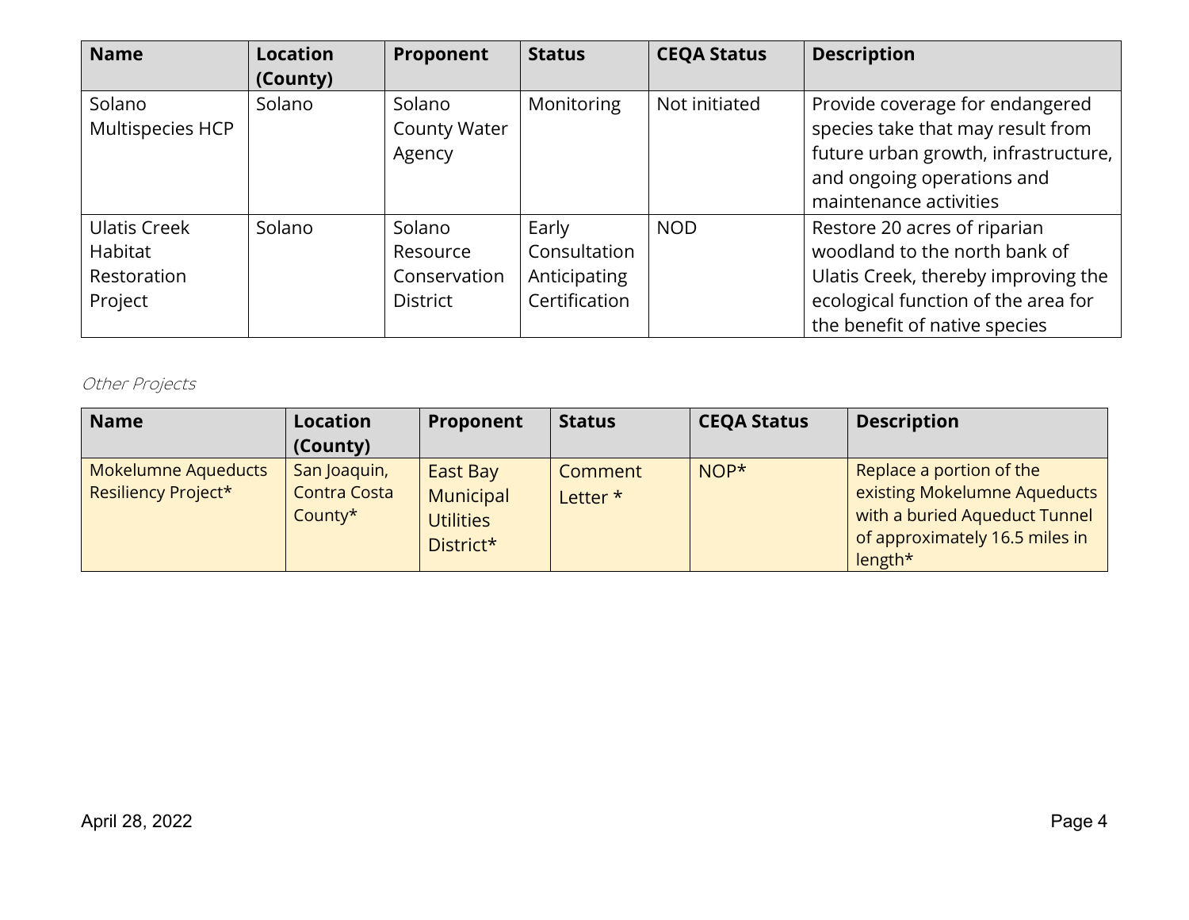| Name | Location (County) | Proponent | Status | CEQA Status | Description |
|---|---|---|---|---|---|
| Solano Multispecies HCP | Solano | Solano County Water Agency | Monitoring | Not initiated | Provide coverage for endangered species take that may result from future urban growth, infrastructure, and ongoing operations and maintenance activities |
| Ulatis Creek Habitat Restoration Project | Solano | Solano Resource Conservation District | Early Consultation Anticipating Certification | NOD | Restore 20 acres of riparian woodland to the north bank of Ulatis Creek, thereby improving the ecological function of the area for the benefit of native species |

*Other Projects*

| Name | Location (County) | Proponent | Status | CEQA Status | Description |
|---|---|---|---|---|---|
| Mokelumne Aqueducts Resiliency Project* | San Joaquin, Contra Costa County* | East Bay Municipal Utilities District* | Comment Letter * | NOP* | Replace a portion of the existing Mokelumne Aqueducts with a buried Aqueduct Tunnel of approximately 16.5 miles in length* |

April 28, 2022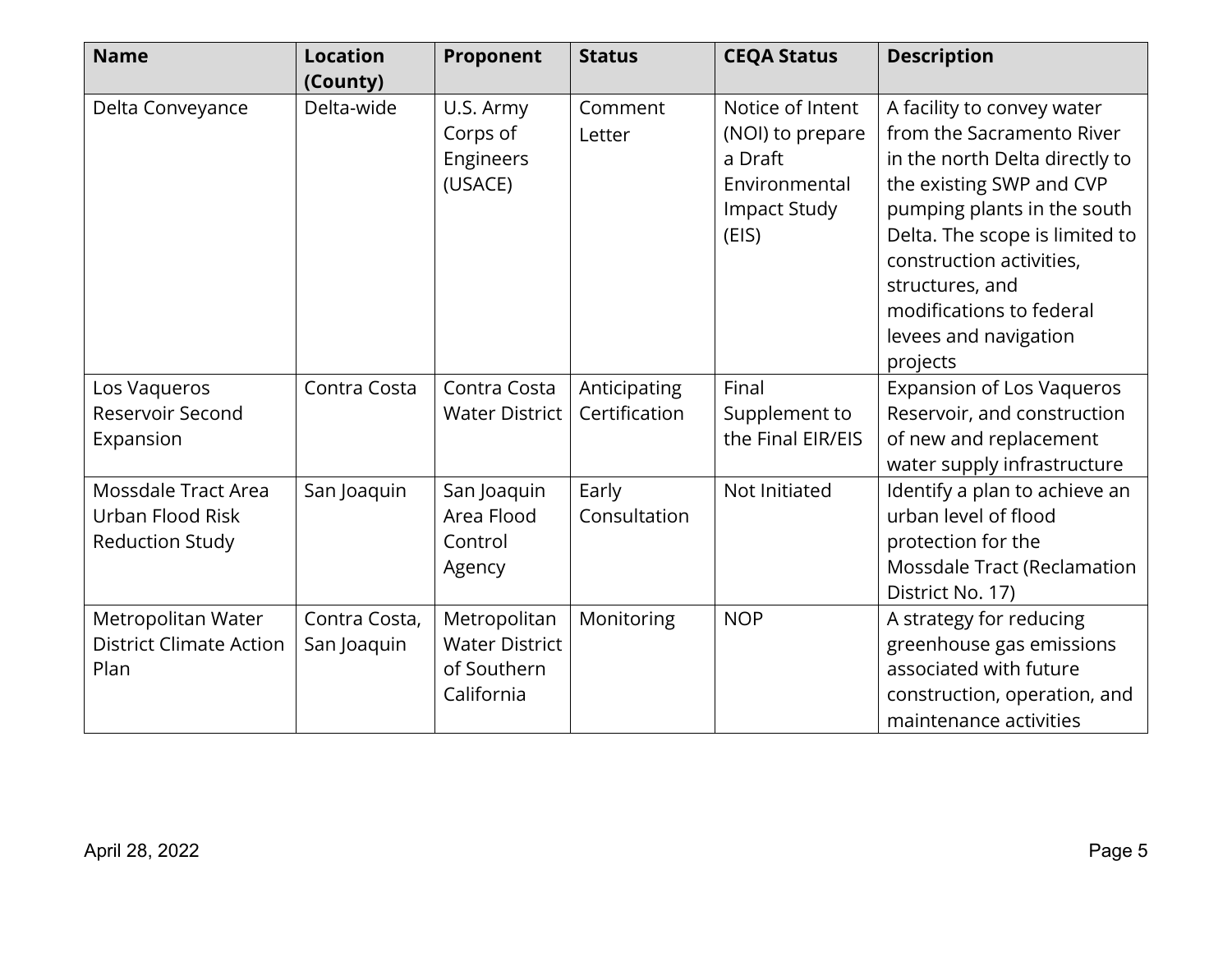| Name | Location (County) | Proponent | Status | CEQA Status | Description |
|---|---|---|---|---|---|
| Delta Conveyance | Delta-wide | U.S. Army Corps of Engineers (USACE) | Comment Letter | Notice of Intent (NOI) to prepare a Draft Environmental Impact Study (EIS) | A facility to convey water from the Sacramento River in the north Delta directly to the existing SWP and CVP pumping plants in the south Delta. The scope is limited to construction activities, structures, and modifications to federal levees and navigation projects |
| Los Vaqueros Reservoir Second Expansion | Contra Costa | Contra Costa Water District | Anticipating Certification | Final Supplement to the Final EIR/EIS | Expansion of Los Vaqueros Reservoir, and construction of new and replacement water supply infrastructure |
| Mossdale Tract Area Urban Flood Risk Reduction Study | San Joaquin | San Joaquin Area Flood Control Agency | Early Consultation | Not Initiated | Identify a plan to achieve an urban level of flood protection for the Mossdale Tract (Reclamation District No. 17) |
| Metropolitan Water District Climate Action Plan | Contra Costa, San Joaquin | Metropolitan Water District of Southern California | Monitoring | NOP | A strategy for reducing greenhouse gas emissions associated with future construction, operation, and maintenance activities |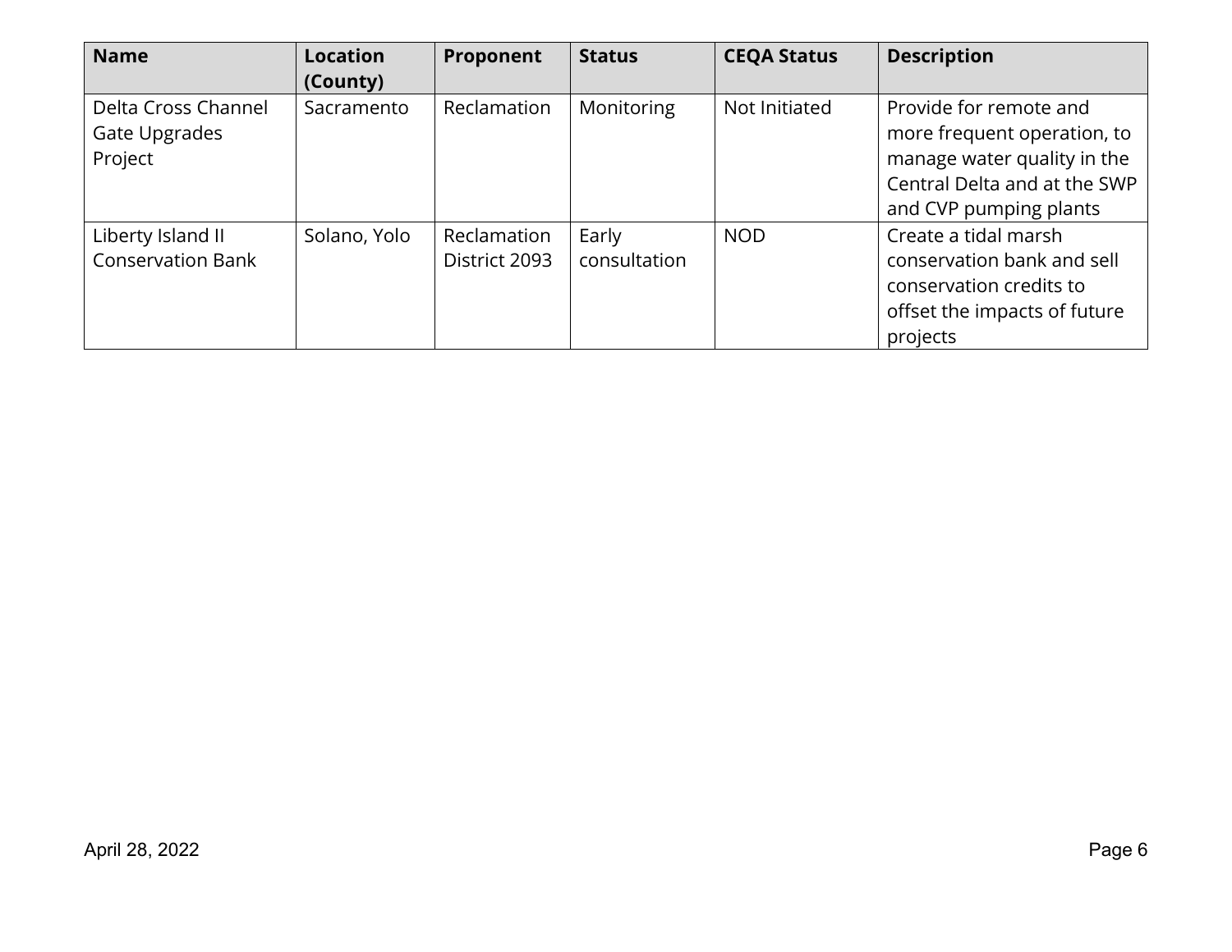| Name | Location (County) | Proponent | Status | CEQA Status | Description |
|---|---|---|---|---|---|
| Delta Cross Channel Gate Upgrades Project | Sacramento | Reclamation | Monitoring | Not Initiated | Provide for remote and more frequent operation, to manage water quality in the Central Delta and at the SWP and CVP pumping plants |
| Liberty Island II Conservation Bank | Solano, Yolo | Reclamation District 2093 | Early consultation | NOD | Create a tidal marsh conservation bank and sell conservation credits to offset the impacts of future projects |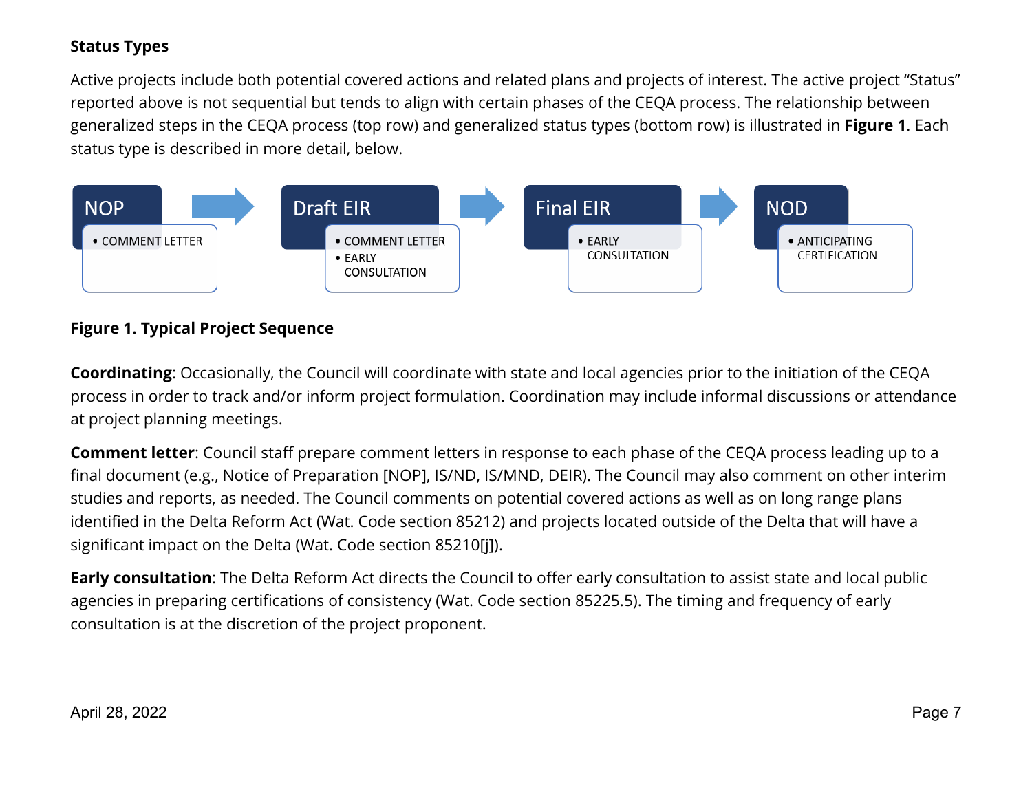**Status Types**

Active projects include both potential covered actions and related plans and projects of interest. The active project "Status" reported above is not sequential but tends to align with certain phases of the CEQA process. The relationship between generalized steps in the CEQA process (top row) and generalized status types (bottom row) is illustrated in **Figure 1**. Each status type is described in more detail, below.

NOP
- COMMENT LETTER

Draft EIR
- COMMENT LETTER
- EARLY CONSULTATION

Final EIR
- EARLY CONSULTATION

NOD
- ANTICIPATING CERTIFICATION

**Figure 1. Typical Project Sequence**

**Coordinating**: Occasionally, the Council will coordinate with state and local agencies prior to the initiation of the CEQA process in order to track and/or inform project formulation. Coordination may include informal discussions or attendance at project planning meetings.

**Comment letter**: Council staff prepare comment letters in response to each phase of the CEQA process leading up to a final document (e.g., Notice of Preparation [NOP], IS/ND, IS/MND, DEIR). The Council may also comment on other interim studies and reports, as needed. The Council comments on potential covered actions as well as on long range plans identified in the Delta Reform Act (Wat. Code section 85212) and projects located outside of the Delta that will have a significant impact on the Delta (Wat. Code section 85210[j]).

**Early consultation**: The Delta Reform Act directs the Council to offer early consultation to assist state and local public agencies in preparing certifications of consistency (Wat. Code section 85225.5). The timing and frequency of early consultation is at the discretion of the project proponent.

April 28, 2022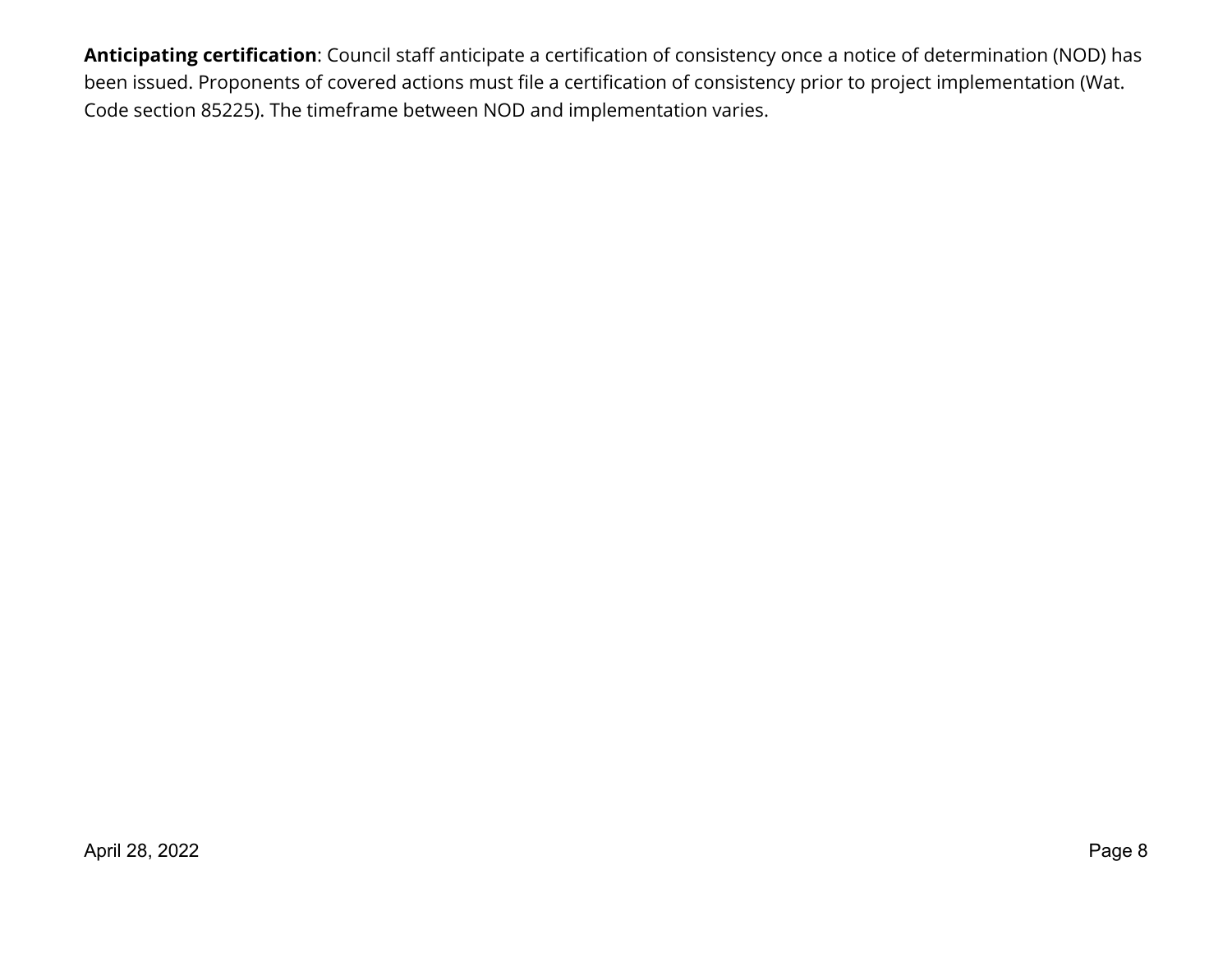**Anticipating certification**: Council staff anticipate a certification of consistency once a notice of determination (NOD) has been issued. Proponents of covered actions must file a certification of consistency prior to project implementation (Wat. Code section 85225). The timeframe between NOD and implementation varies.